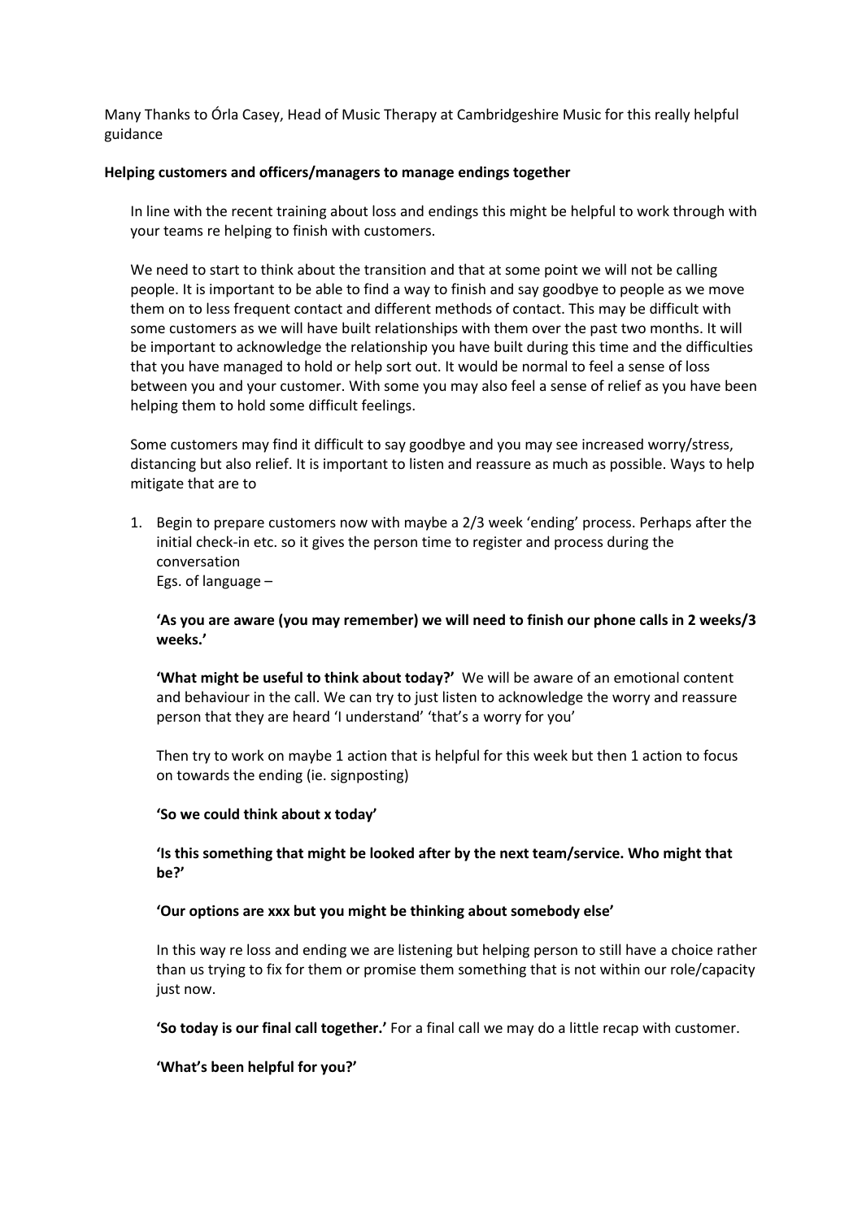Many Thanks to Órla Casey, Head of Music Therapy at Cambridgeshire Music for this really helpful guidance

**Helping customers and officers/managers to manage endings together**

In line with the recent training about loss and endings this might be helpful to work through with your teams re helping to finish with customers.

We need to start to think about the transition and that at some point we will not be calling people. It is important to be able to find a way to finish and say goodbye to people as we move them on to less frequent contact and different methods of contact. This may be difficult with some customers as we will have built relationships with them over the past two months. It will be important to acknowledge the relationship you have built during this time and the difficulties that you have managed to hold or help sort out. It would be normal to feel a sense of loss between you and your customer. With some you may also feel a sense of relief as you have been helping them to hold some difficult feelings.

Some customers may find it difficult to say goodbye and you may see increased worry/stress, distancing but also relief. It is important to listen and reassure as much as possible. Ways to help mitigate that are to

1. Begin to prepare customers now with maybe a 2/3 week 'ending' process. Perhaps after the initial check-in etc. so it gives the person time to register and process during the conversation
   Egs. of language –

   **'As you are aware (you may remember) we will need to finish our phone calls in 2 weeks/3 weeks.'**

   **'What might be useful to think about today?'** We will be aware of an emotional content and behaviour in the call. We can try to just listen to acknowledge the worry and reassure person that they are heard 'I understand' 'that's a worry for you'

   Then try to work on maybe 1 action that is helpful for this week but then 1 action to focus on towards the ending (ie. signposting)

   **'So we could think about x today'**

   **'Is this something that might be looked after by the next team/service. Who might that be?'**

   **'Our options are xxx but you might be thinking about somebody else'**

   In this way re loss and ending we are listening but helping person to still have a choice rather than us trying to fix for them or promise them something that is not within our role/capacity just now.

   **'So today is our final call together.'** For a final call we may do a little recap with customer.

   **'What's been helpful for you?'**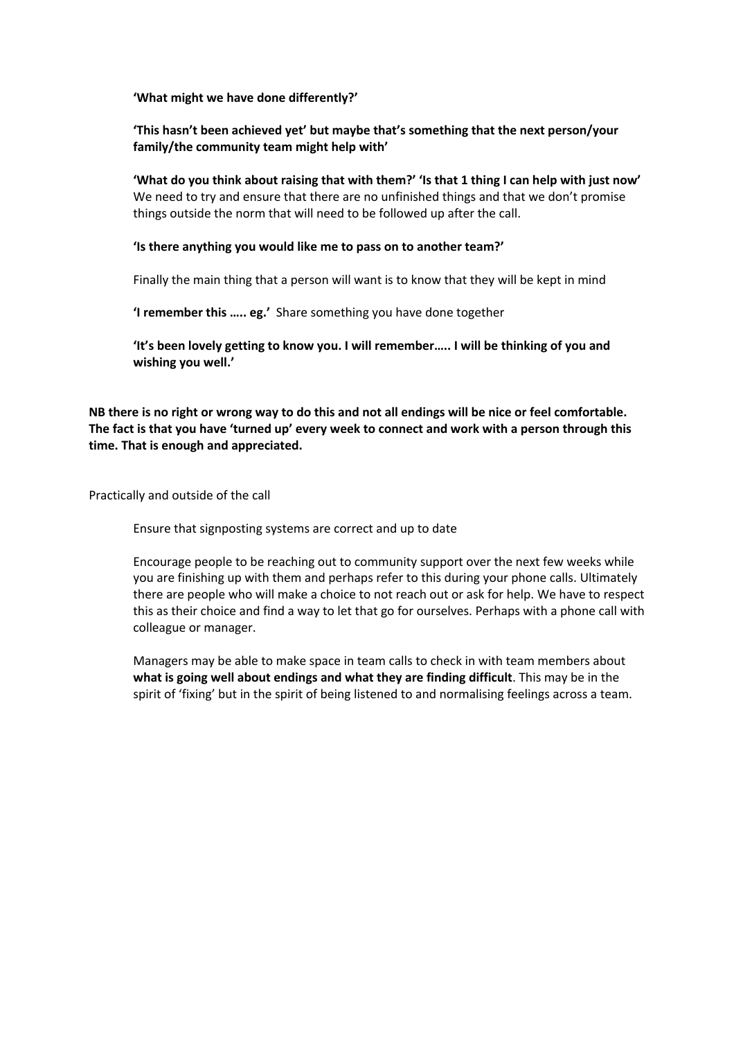**'What might we have done differently?'**

**'This hasn't been achieved yet' but maybe that's something that the next person/your family/the community team might help with'**

**'What do you think about raising that with them?' 'Is that 1 thing I can help with just now'** We need to try and ensure that there are no unfinished things and that we don't promise things outside the norm that will need to be followed up after the call.

**'Is there anything you would like me to pass on to another team?'**

Finally the main thing that a person will want is to know that they will be kept in mind

**'I remember this ….. eg.'** Share something you have done together

**'It's been lovely getting to know you. I will remember….. I will be thinking of you and wishing you well.'**

**NB there is no right or wrong way to do this and not all endings will be nice or feel comfortable. The fact is that you have 'turned up' every week to connect and work with a person through this time. That is enough and appreciated.**

Practically and outside of the call

Ensure that signposting systems are correct and up to date

Encourage people to be reaching out to community support over the next few weeks while you are finishing up with them and perhaps refer to this during your phone calls. Ultimately there are people who will make a choice to not reach out or ask for help. We have to respect this as their choice and find a way to let that go for ourselves. Perhaps with a phone call with colleague or manager.

Managers may be able to make space in team calls to check in with team members about **what is going well about endings and what they are finding difficult**. This may be in the spirit of 'fixing' but in the spirit of being listened to and normalising feelings across a team.